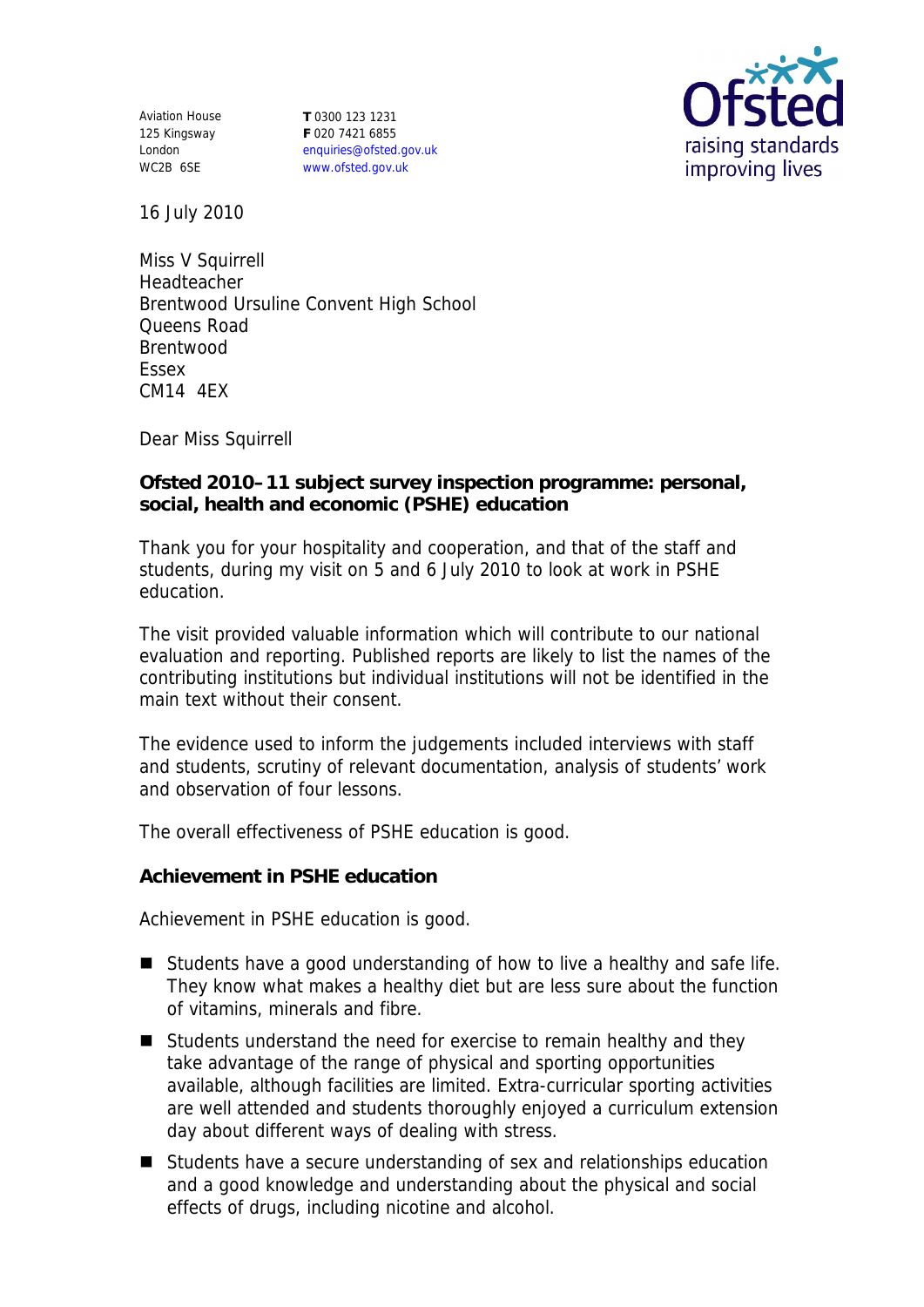Aviation House
125 Kingsway
London
WC2B 6SE

**T** 0300 123 1231
**F** 020 7421 6855
enquiries@ofsted.gov.uk
www.ofsted.gov.uk

16 July 2010

Miss V Squirrell
Headteacher
Brentwood Ursuline Convent High School
Queens Road
Brentwood
Essex
CM14 4EX

Dear Miss Squirrell

**Ofsted 2010–11 subject survey inspection programme: personal, social, health and economic (PSHE) education**

Thank you for your hospitality and cooperation, and that of the staff and students, during my visit on 5 and 6 July 2010 to look at work in PSHE education.

The visit provided valuable information which will contribute to our national evaluation and reporting. Published reports are likely to list the names of the contributing institutions but individual institutions will not be identified in the main text without their consent.

The evidence used to inform the judgements included interviews with staff and students, scrutiny of relevant documentation, analysis of students' work and observation of four lessons.

The overall effectiveness of PSHE education is good.

**Achievement in PSHE education**

Achievement in PSHE education is good.

- Students have a good understanding of how to live a healthy and safe life. They know what makes a healthy diet but are less sure about the function of vitamins, minerals and fibre.
- Students understand the need for exercise to remain healthy and they take advantage of the range of physical and sporting opportunities available, although facilities are limited. Extra-curricular sporting activities are well attended and students thoroughly enjoyed a curriculum extension day about different ways of dealing with stress.
- Students have a secure understanding of sex and relationships education and a good knowledge and understanding about the physical and social effects of drugs, including nicotine and alcohol.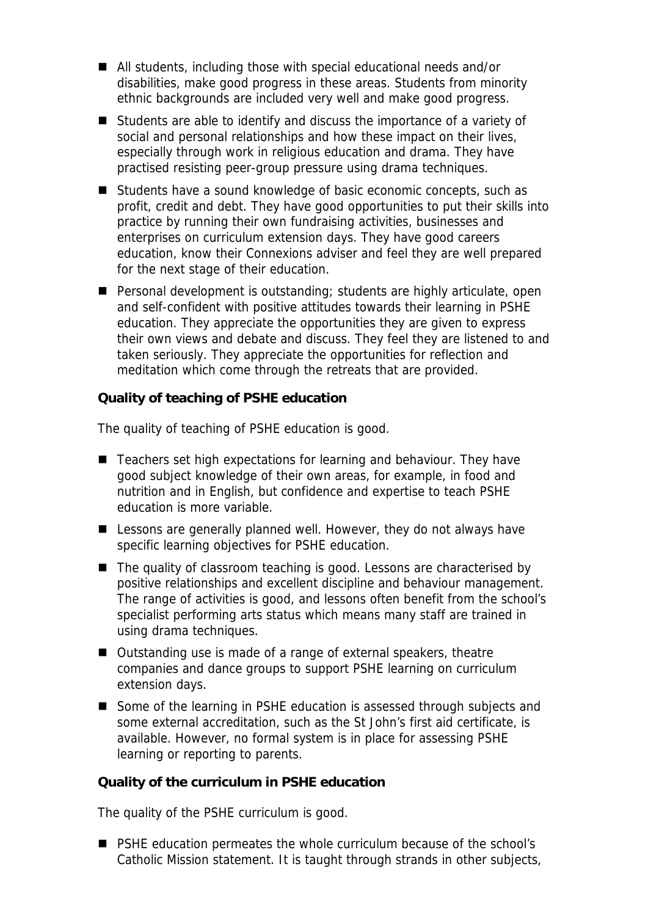- All students, including those with special educational needs and/or disabilities, make good progress in these areas. Students from minority ethnic backgrounds are included very well and make good progress.
- Students are able to identify and discuss the importance of a variety of social and personal relationships and how these impact on their lives, especially through work in religious education and drama. They have practised resisting peer-group pressure using drama techniques.
- Students have a sound knowledge of basic economic concepts, such as profit, credit and debt. They have good opportunities to put their skills into practice by running their own fundraising activities, businesses and enterprises on curriculum extension days. They have good careers education, know their Connexions adviser and feel they are well prepared for the next stage of their education.
- Personal development is outstanding; students are highly articulate, open and self-confident with positive attitudes towards their learning in PSHE education. They appreciate the opportunities they are given to express their own views and debate and discuss. They feel they are listened to and taken seriously. They appreciate the opportunities for reflection and meditation which come through the retreats that are provided.

**Quality of teaching of PSHE education**

The quality of teaching of PSHE education is good.

- Teachers set high expectations for learning and behaviour. They have good subject knowledge of their own areas, for example, in food and nutrition and in English, but confidence and expertise to teach PSHE education is more variable.
- Lessons are generally planned well. However, they do not always have specific learning objectives for PSHE education.
- The quality of classroom teaching is good. Lessons are characterised by positive relationships and excellent discipline and behaviour management. The range of activities is good, and lessons often benefit from the school's specialist performing arts status which means many staff are trained in using drama techniques.
- Outstanding use is made of a range of external speakers, theatre companies and dance groups to support PSHE learning on curriculum extension days.
- Some of the learning in PSHE education is assessed through subjects and some external accreditation, such as the St John's first aid certificate, is available. However, no formal system is in place for assessing PSHE learning or reporting to parents.

**Quality of the curriculum in PSHE education**

The quality of the PSHE curriculum is good.

- PSHE education permeates the whole curriculum because of the school's Catholic Mission statement. It is taught through strands in other subjects,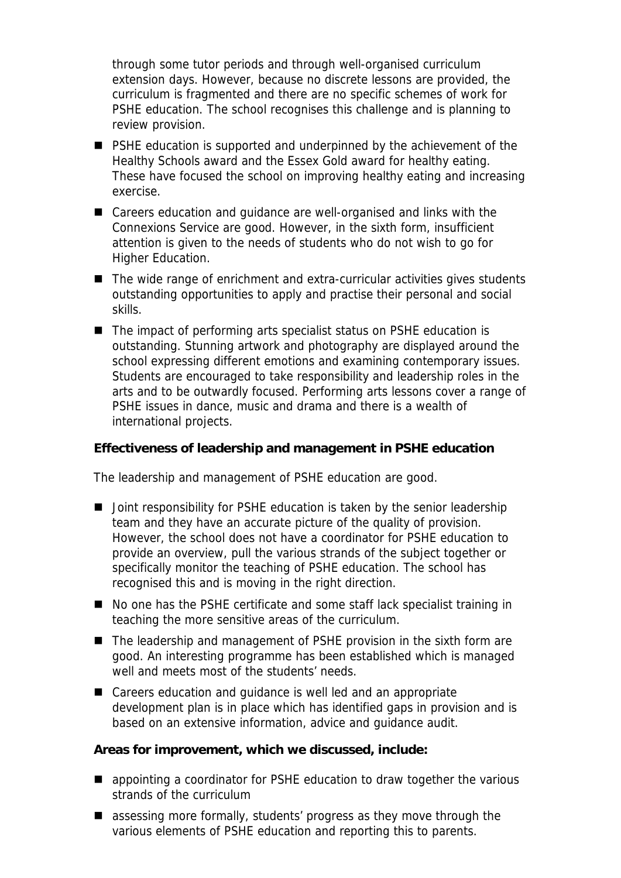through some tutor periods and through well-organised curriculum extension days. However, because no discrete lessons are provided, the curriculum is fragmented and there are no specific schemes of work for PSHE education. The school recognises this challenge and is planning to review provision.

- PSHE education is supported and underpinned by the achievement of the Healthy Schools award and the Essex Gold award for healthy eating. These have focused the school on improving healthy eating and increasing exercise.
- Careers education and guidance are well-organised and links with the Connexions Service are good. However, in the sixth form, insufficient attention is given to the needs of students who do not wish to go for Higher Education.
- The wide range of enrichment and extra-curricular activities gives students outstanding opportunities to apply and practise their personal and social skills.
- The impact of performing arts specialist status on PSHE education is outstanding. Stunning artwork and photography are displayed around the school expressing different emotions and examining contemporary issues. Students are encouraged to take responsibility and leadership roles in the arts and to be outwardly focused. Performing arts lessons cover a range of PSHE issues in dance, music and drama and there is a wealth of international projects.

**Effectiveness of leadership and management in PSHE education**

The leadership and management of PSHE education are good.

- Joint responsibility for PSHE education is taken by the senior leadership team and they have an accurate picture of the quality of provision. However, the school does not have a coordinator for PSHE education to provide an overview, pull the various strands of the subject together or specifically monitor the teaching of PSHE education. The school has recognised this and is moving in the right direction.
- No one has the PSHE certificate and some staff lack specialist training in teaching the more sensitive areas of the curriculum.
- The leadership and management of PSHE provision in the sixth form are good. An interesting programme has been established which is managed well and meets most of the students' needs.
- Careers education and guidance is well led and an appropriate development plan is in place which has identified gaps in provision and is based on an extensive information, advice and guidance audit.

**Areas for improvement, which we discussed, include:**

- appointing a coordinator for PSHE education to draw together the various strands of the curriculum
- assessing more formally, students' progress as they move through the various elements of PSHE education and reporting this to parents.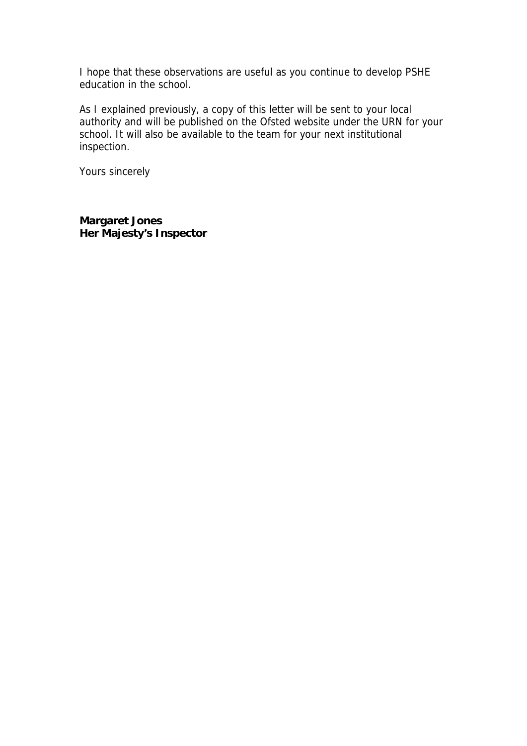I hope that these observations are useful as you continue to develop PSHE education in the school.

As I explained previously, a copy of this letter will be sent to your local authority and will be published on the Ofsted website under the URN for your school. It will also be available to the team for your next institutional inspection.

Yours sincerely

**Margaret Jones**
**Her Majesty's Inspector**